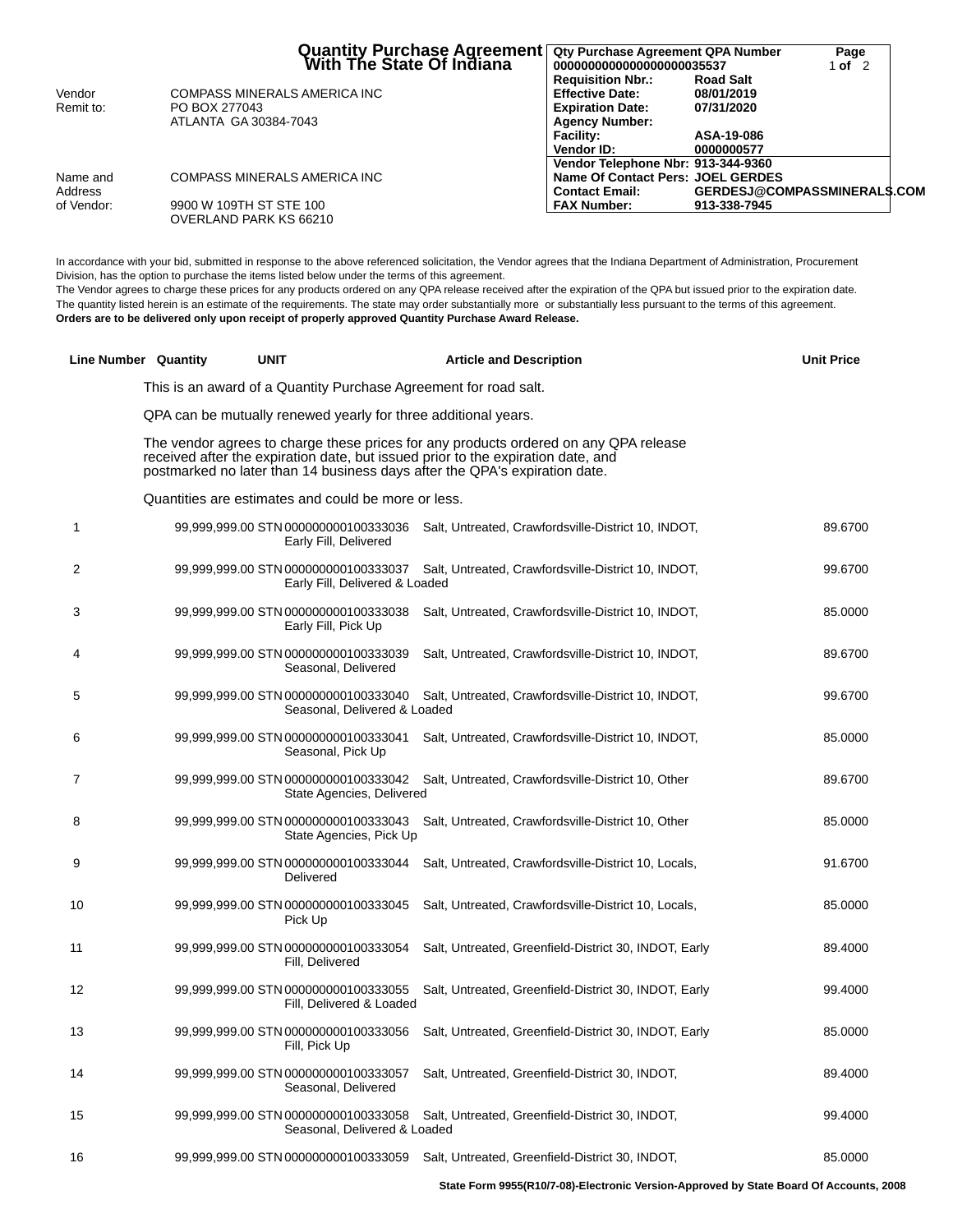# Quantity Purchase Agreement With The State Of Indiana

| | |
|---|---|
| Vendor Remit to: | COMPASS MINERALS AMERICA INC<br>PO BOX 277043<br>ATLANTA GA 30384-7043 |
| Name and Address of Vendor: | COMPASS MINERALS AMERICA INC<br>9900 W 109TH ST STE 100<br>OVERLAND PARK KS 66210 |

| | |
|---|---|
| **Qty Purchase Agreement QPA Number** | **000000000000000000035537** |
| **Requisition Nbr.:** | **Road Salt** |
| **Effective Date:** | **08/01/2019** |
| **Expiration Date:** | **07/31/2020** |
| **Agency Number:** | |
| **Facility:** | **ASA-19-086** |
| **Vendor ID:** | **0000000577** |
| **Vendor Telephone Nbr:** | **913-344-9360** |
| **Name Of Contact Pers:** | **JOEL GERDES** |
| **Contact Email:** | **GERDESJ@COMPASSMINERALS.COM** |
| **FAX Number:** | **913-338-7945** |

In accordance with your bid, submitted in response to the above referenced solicitation, the Vendor agrees that the Indiana Department of Administration, Procurement Division, has the option to purchase the items listed below under the terms of this agreement.
The Vendor agrees to charge these prices for any products ordered on any QPA release received after the expiration of the QPA but issued prior to the expiration date.
The quantity listed herein is an estimate of the requirements. The state may order substantially more or substantially less pursuant to the terms of this agreement.
**Orders are to be delivered only upon receipt of properly approved Quantity Purchase Award Release.**

| Line Number | Quantity | UNIT | Article and Description | Unit Price |
|---|---|---|---|---|
| | | | This is an award of a Quantity Purchase Agreement for road salt. | |
| | | | QPA can be mutually renewed yearly for three additional years. | |
| | | | The vendor agrees to charge these prices for any products ordered on any QPA release received after the expiration date, but issued prior to the expiration date, and postmarked no later than 14 business days after the QPA's expiration date. | |
| | | | Quantities are estimates and could be more or less. | |
| 1 | 99,999,999.00 | STN | 000000000100333036 Salt, Untreated, Crawfordsville-District 10, INDOT, Early Fill, Delivered | 89.6700 |
| 2 | 99,999,999.00 | STN | 000000000100333037 Salt, Untreated, Crawfordsville-District 10, INDOT, Early Fill, Delivered & Loaded | 99.6700 |
| 3 | 99,999,999.00 | STN | 000000000100333038 Salt, Untreated, Crawfordsville-District 10, INDOT, Early Fill, Pick Up | 85.0000 |
| 4 | 99,999,999.00 | STN | 000000000100333039 Salt, Untreated, Crawfordsville-District 10, INDOT, Seasonal, Delivered | 89.6700 |
| 5 | 99,999,999.00 | STN | 000000000100333040 Salt, Untreated, Crawfordsville-District 10, INDOT, Seasonal, Delivered & Loaded | 99.6700 |
| 6 | 99,999,999.00 | STN | 000000000100333041 Salt, Untreated, Crawfordsville-District 10, INDOT, Seasonal, Pick Up | 85.0000 |
| 7 | 99,999,999.00 | STN | 000000000100333042 Salt, Untreated, Crawfordsville-District 10, Other State Agencies, Delivered | 89.6700 |
| 8 | 99,999,999.00 | STN | 000000000100333043 Salt, Untreated, Crawfordsville-District 10, Other State Agencies, Pick Up | 85.0000 |
| 9 | 99,999,999.00 | STN | 000000000100333044 Salt, Untreated, Crawfordsville-District 10, Locals, Delivered | 91.6700 |
| 10 | 99,999,999.00 | STN | 000000000100333045 Salt, Untreated, Crawfordsville-District 10, Locals, Pick Up | 85.0000 |
| 11 | 99,999,999.00 | STN | 000000000100333054 Salt, Untreated, Greenfield-District 30, INDOT, Early Fill, Delivered | 89.4000 |
| 12 | 99,999,999.00 | STN | 000000000100333055 Salt, Untreated, Greenfield-District 30, INDOT, Early Fill, Delivered & Loaded | 99.4000 |
| 13 | 99,999,999.00 | STN | 000000000100333056 Salt, Untreated, Greenfield-District 30, INDOT, Early Fill, Pick Up | 85.0000 |
| 14 | 99,999,999.00 | STN | 000000000100333057 Salt, Untreated, Greenfield-District 30, INDOT, Seasonal, Delivered | 89.4000 |
| 15 | 99,999,999.00 | STN | 000000000100333058 Salt, Untreated, Greenfield-District 30, INDOT, Seasonal, Delivered & Loaded | 99.4000 |
| 16 | 99,999,999.00 | STN | 000000000100333059 Salt, Untreated, Greenfield-District 30, INDOT, | 85.0000 |

**State Form 9955(R10/7-08)-Electronic Version-Approved by State Board Of Accounts, 2008**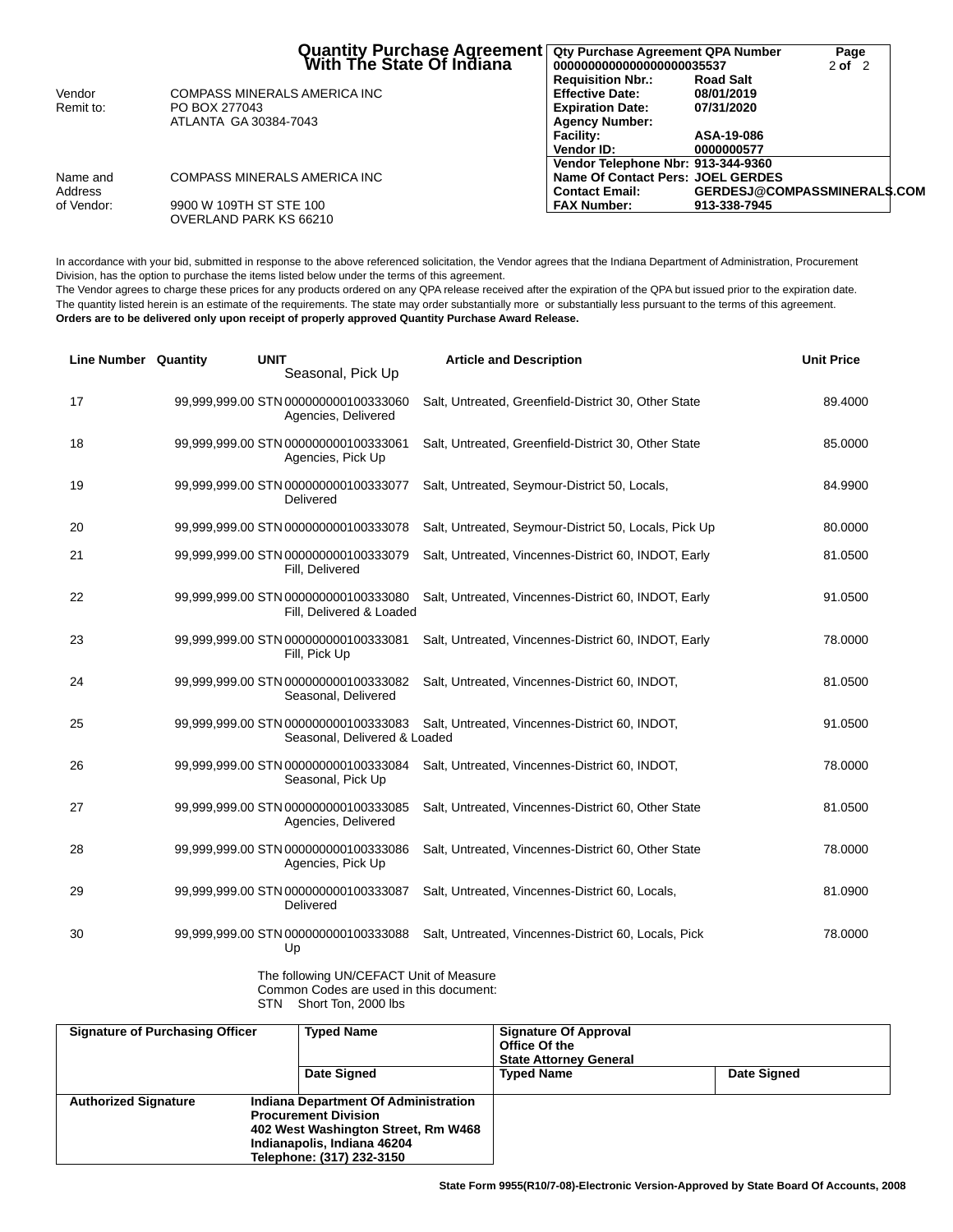# Quantity Purchase Agreement With The State Of Indiana

| | |
|---|---|
| Qty Purchase Agreement QPA Number | 0000000000000000000035537 |
| Requisition Nbr.: | Road Salt |
| Effective Date: | 08/01/2019 |
| Expiration Date: | 07/31/2020 |
| Agency Number: | |
| Facility: | ASA-19-086 |
| Vendor ID: | 0000000577 |
| Vendor Telephone Nbr: | 913-344-9360 |
| Name Of Contact Pers: | JOEL GERDES |
| Contact Email: | GERDESJ@COMPASSMINERALS.COM |
| FAX Number: | 913-338-7945 |

Vendor Remit to: COMPASS MINERALS AMERICA INC
PO BOX 277043
ATLANTA GA 30384-7043

Name and Address of Vendor: COMPASS MINERALS AMERICA INC
9900 W 109TH ST STE 100
OVERLAND PARK KS 66210

In accordance with your bid, submitted in response to the above referenced solicitation, the Vendor agrees that the Indiana Department of Administration, Procurement Division, has the option to purchase the items listed below under the terms of this agreement.
The Vendor agrees to charge these prices for any products ordered on any QPA release received after the expiration of the QPA but issued prior to the expiration date.
The quantity listed herein is an estimate of the requirements. The state may order substantially more or substantially less pursuant to the terms of this agreement.
**Orders are to be delivered only upon receipt of properly approved Quantity Purchase Award Release.**

| Line Number | Quantity | UNIT | Article and Description | Unit Price |
|---|---|---|---|---|
| | | | Seasonal, Pick Up | |
| 17 | 99,999,999.00 | STN | 000000000100333060 Salt, Untreated, Greenfield-District 30, Other State Agencies, Delivered | 89.4000 |
| 18 | 99,999,999.00 | STN | 000000000100333061 Salt, Untreated, Greenfield-District 30, Other State Agencies, Pick Up | 85.0000 |
| 19 | 99,999,999.00 | STN | 000000000100333077 Salt, Untreated, Seymour-District 50, Locals, Delivered | 84.9900 |
| 20 | 99,999,999.00 | STN | 000000000100333078 Salt, Untreated, Seymour-District 50, Locals, Pick Up | 80.0000 |
| 21 | 99,999,999.00 | STN | 000000000100333079 Salt, Untreated, Vincennes-District 60, INDOT, Early Fill, Delivered | 81.0500 |
| 22 | 99,999,999.00 | STN | 000000000100333080 Salt, Untreated, Vincennes-District 60, INDOT, Early Fill, Delivered & Loaded | 91.0500 |
| 23 | 99,999,999.00 | STN | 000000000100333081 Salt, Untreated, Vincennes-District 60, INDOT, Early Fill, Pick Up | 78.0000 |
| 24 | 99,999,999.00 | STN | 000000000100333082 Salt, Untreated, Vincennes-District 60, INDOT, Seasonal, Delivered | 81.0500 |
| 25 | 99,999,999.00 | STN | 000000000100333083 Salt, Untreated, Vincennes-District 60, INDOT, Seasonal, Delivered & Loaded | 91.0500 |
| 26 | 99,999,999.00 | STN | 000000000100333084 Salt, Untreated, Vincennes-District 60, INDOT, Seasonal, Pick Up | 78.0000 |
| 27 | 99,999,999.00 | STN | 000000000100333085 Salt, Untreated, Vincennes-District 60, Other State Agencies, Delivered | 81.0500 |
| 28 | 99,999,999.00 | STN | 000000000100333086 Salt, Untreated, Vincennes-District 60, Other State Agencies, Pick Up | 78.0000 |
| 29 | 99,999,999.00 | STN | 000000000100333087 Salt, Untreated, Vincennes-District 60, Locals, Delivered | 81.0900 |
| 30 | 99,999,999.00 | STN | 000000000100333088 Salt, Untreated, Vincennes-District 60, Locals, Pick Up | 78.0000 |

The following UN/CEFACT Unit of Measure Common Codes are used in this document:
STN Short Ton, 2000 lbs

| Signature of Purchasing Officer | Typed Name | Signature Of Approval Office Of the State Attorney General | |
|---|---|---|---|
| | Date Signed | Typed Name | Date Signed |
| Authorized Signature | Indiana Department Of Administration Procurement Division 402 West Washington Street, Rm W468 Indianapolis, Indiana 46204 Telephone: (317) 232-3150 | | |

State Form 9955(R10/7-08)-Electronic Version-Approved by State Board Of Accounts, 2008